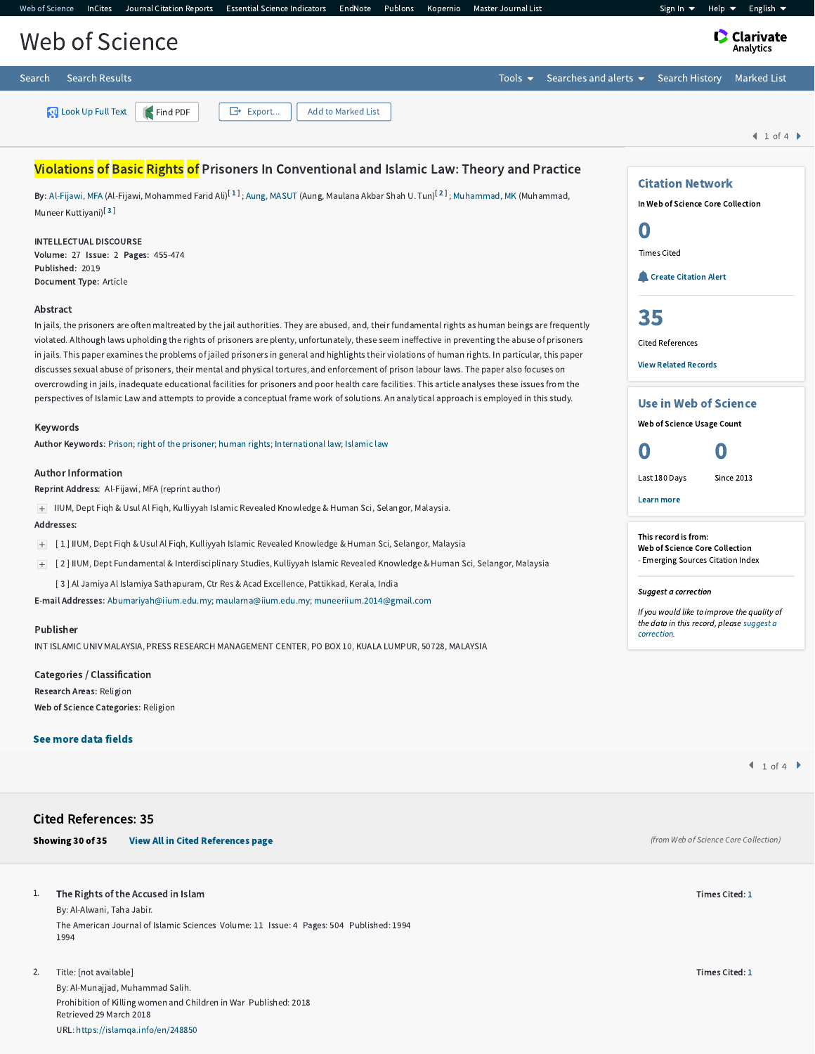# Violations of Basic Rights of Prisoners In Conventional and Islamic Law: Theory and Practice

**By:** Al-Fijawi, MFA (Al-Fijawi, Mohammed Farid Ali)[1]; Aung, MASUT (Aung, Maulana Akbar Shah U. Tun)[2]; Muhammad, MK (Muhammad, Muneer Kuttiyani)[3]

INTELLECTUAL DISCOURSE
**Volume:** 27 **Issue:** 2 **Pages:** 455-474
**Published:** 2019
**Document Type:** Article

## Abstract

In jails, the prisoners are often maltreated by the jail authorities. They are abused, and, their fundamental rights as human beings are frequently violated. Although laws upholding the rights of prisoners are plenty, unfortunately, these seem ineffective in preventing the abuse of prisoners in jails. This paper examines the problems of jailed prisoners in general and highlights their violations of human rights. In particular, this paper discusses sexual abuse of prisoners, their mental and physical tortures, and enforcement of prison labour laws. The paper also focuses on overcrowding in jails, inadequate educational facilities for prisoners and poor health care facilities. This article analyses these issues from the perspectives of Islamic Law and attempts to provide a conceptual frame work of solutions. An analytical approach is employed in this study.

## Keywords

**Author Keywords:** Prison; right of the prisoner; human rights; International law; Islamic law

## Author Information

**Reprint Address:** Al-Fijawi, MFA (reprint author)

IIUM, Dept Fiqh & Usul Al Fiqh, Kulliyyah Islamic Revealed Knowledge & Human Sci, Selangor, Malaysia.

**Addresses:**

[1] IIUM, Dept Fiqh & Usul Al Fiqh, Kulliyyah Islamic Revealed Knowledge & Human Sci, Selangor, Malaysia

[2] IIUM, Dept Fundamental & Interdisciplinary Studies, Kulliyyah Islamic Revealed Knowledge & Human Sci, Selangor, Malaysia

[3] Al Jamiya Al Islamiya Sathapuram, Ctr Res & Acad Excellence, Pattikkad, Kerala, India

**E-mail Addresses:** Abumariyah@iium.edu.my; maularna@iium.edu.my; muneeriium.2014@gmail.com

## Publisher

INT ISLAMIC UNIV MALAYSIA, PRESS RESEARCH MANAGEMENT CENTER, PO BOX 10, KUALA LUMPUR, 50728, MALAYSIA

## Categories / Classification

**Research Areas:** Religion

**Web of Science Categories:** Religion

**See more data fields**

## Citation Network

In Web of Science Core Collection

**0** Times Cited

Create Citation Alert

**35** Cited References

View Related Records

## Use in Web of Science

Web of Science Usage Count

**0** Last 180 Days

**0** Since 2013

Learn more

This record is from:
Web of Science Core Collection
- Emerging Sources Citation Index

*Suggest a correction*

*If you would like to improve the quality of the data in this record, please suggest a correction.*

## Cited References: 35

**Showing 30 of 35** **View All in Cited References page**

*(from Web of Science Core Collection)*

1. **The Rights of the Accused in Islam**
   By: Al-Alwani, Taha Jabir.
   The American Journal of Islamic Sciences Volume: 11 Issue: 4 Pages: 504 Published: 1994
   1994
   **Times Cited:** 1

2. Title: [not available]
   By: Al-Munajjad, Muhammad Salih.
   Prohibition of Killing women and Children in War Published: 2018
   Retrieved 29 March 2018
   URL: https://islamqa.info/en/248850
   **Times Cited:** 1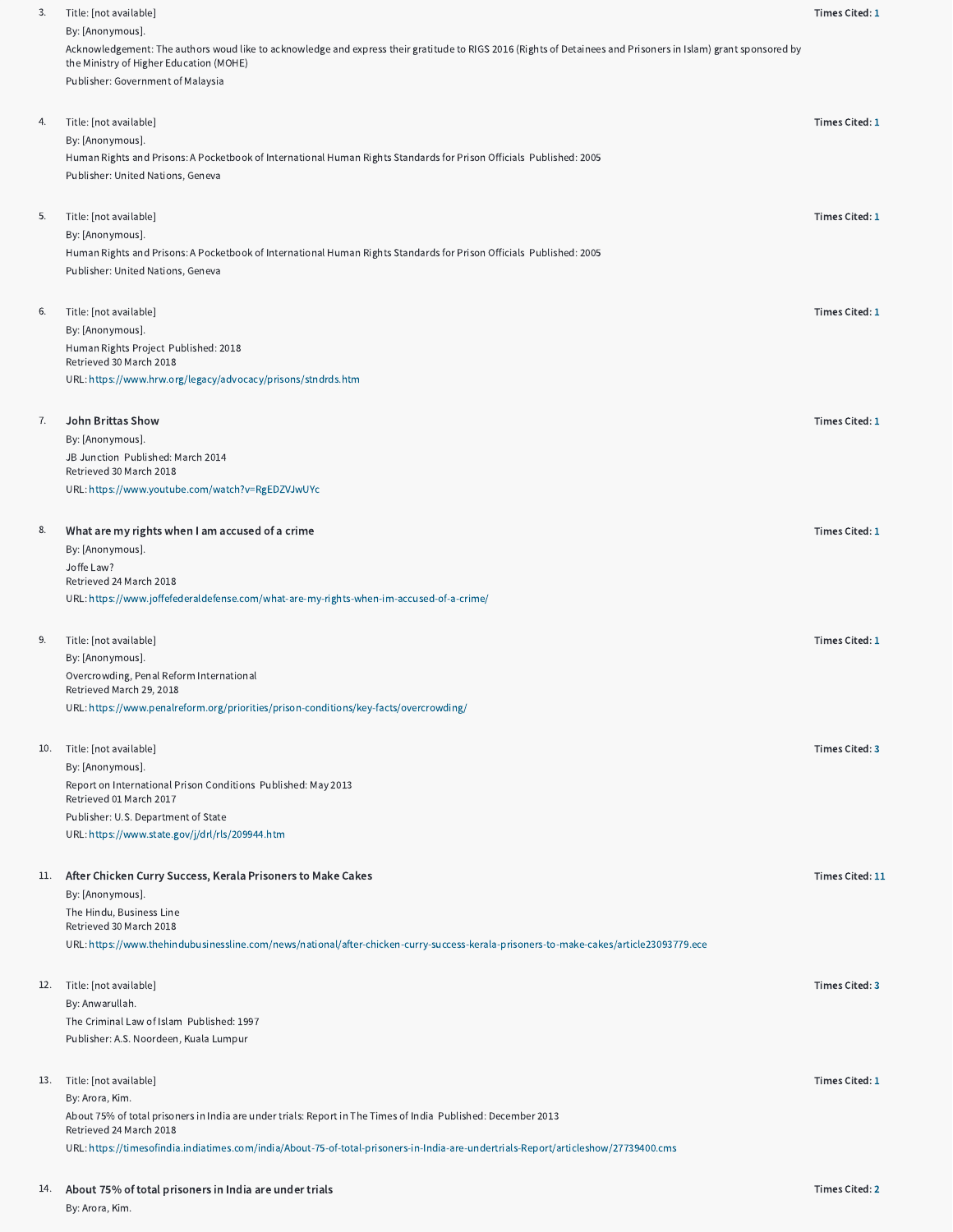3. Title: [not available]
   By: [Anonymous].
   Acknowledgement: The authors woud like to acknowledge and express their gratitude to RIGS 2016 (Rights of Detainees and Prisoners in Islam) grant sponsored by the Ministry of Higher Education (MOHE)
   Publisher: Government of Malaysia

   **Times Cited:** 1

4. Title: [not available]
   By: [Anonymous].
   Human Rights and Prisons: A Pocketbook of International Human Rights Standards for Prison Officials Published: 2005
   Publisher: United Nations, Geneva

   **Times Cited:** 1

5. Title: [not available]
   By: [Anonymous].
   Human Rights and Prisons: A Pocketbook of International Human Rights Standards for Prison Officials Published: 2005
   Publisher: United Nations, Geneva

   **Times Cited:** 1

6. Title: [not available]
   By: [Anonymous].
   Human Rights Project Published: 2018
   Retrieved 30 March 2018
   URL: https://www.hrw.org/legacy/advocacy/prisons/stndrds.htm

   **Times Cited:** 1

7. **John Brittas Show**
   By: [Anonymous].
   JB Junction Published: March 2014
   Retrieved 30 March 2018
   URL: https://www.youtube.com/watch?v=RgEDZVJwUYc

   **Times Cited:** 1

8. **What are my rights when I am accused of a crime**
   By: [Anonymous].
   Joffe Law?
   Retrieved 24 March 2018
   URL: https://www.joffefederaldefense.com/what-are-my-rights-when-im-accused-of-a-crime/

   **Times Cited:** 1

9. Title: [not available]
   By: [Anonymous].
   Overcrowding, Penal Reform International
   Retrieved March 29, 2018
   URL: https://www.penalreform.org/priorities/prison-conditions/key-facts/overcrowding/

   **Times Cited:** 1

10. Title: [not available]
    By: [Anonymous].
    Report on International Prison Conditions Published: May 2013
    Retrieved 01 March 2017
    Publisher: U.S. Department of State
    URL: https://www.state.gov/j/drl/rls/209944.htm

    **Times Cited:** 3

11. **After Chicken Curry Success, Kerala Prisoners to Make Cakes**
    By: [Anonymous].
    The Hindu, Business Line
    Retrieved 30 March 2018
    URL: https://www.thehindubusinessline.com/news/national/after-chicken-curry-success-kerala-prisoners-to-make-cakes/article23093779.ece

    **Times Cited:** 11

12. Title: [not available]
    By: Anwarullah.
    The Criminal Law of Islam Published: 1997
    Publisher: A.S. Noordeen, Kuala Lumpur

    **Times Cited:** 3

13. Title: [not available]
    By: Arora, Kim.
    About 75% of total prisoners in India are under trials: Report in The Times of India Published: December 2013
    Retrieved 24 March 2018
    URL: https://timesofindia.indiatimes.com/india/About-75-of-total-prisoners-in-India-are-undertrials-Report/articleshow/27739400.cms

    **Times Cited:** 1

14. **About 75% of total prisoners in India are under trials**
    By: Arora, Kim.

    **Times Cited:** 2